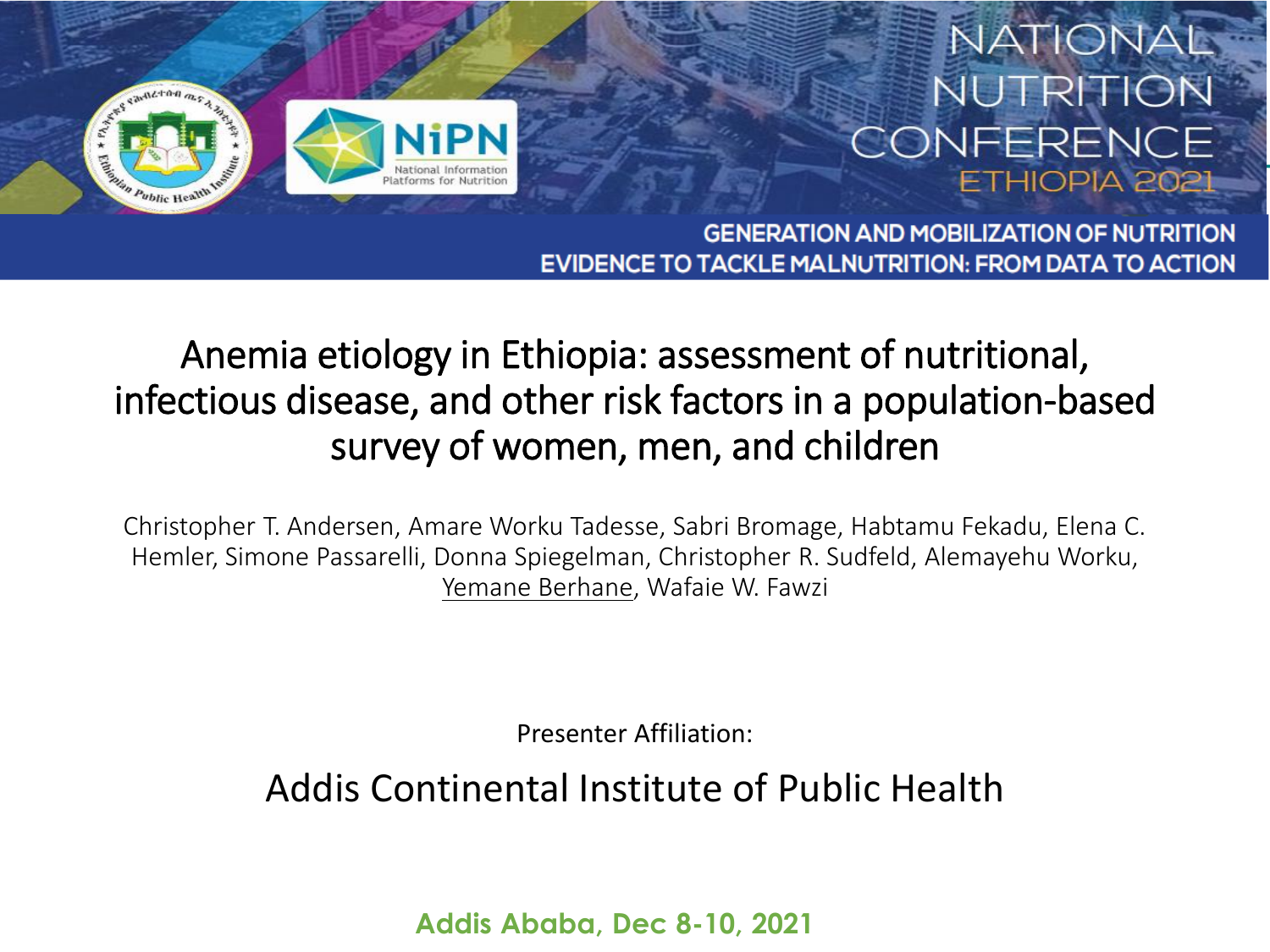NATIONAL NUTRITION CONFERENCE ETHIOPIA 2021

GENERATION AND MOBILIZATION OF NUTRITION EVIDENCE TO TACKLE MALNUTRITION: FROM DATA TO ACTION

# Anemia etiology in Ethiopia: assessment of nutritional, infectious disease, and other risk factors in a population-based survey of women, men, and children

Christopher T. Andersen, Amare Worku Tadesse, Sabri Bromage, Habtamu Fekadu, Elena C. Hemler, Simone Passarelli, Donna Spiegelman, Christopher R. Sudfeld, Alemayehu Worku, Yemane Berhane, Wafaie W. Fawzi

Presenter Affiliation:

## Addis Continental Institute of Public Health

**Addis Ababa, Dec 8-10, 2021**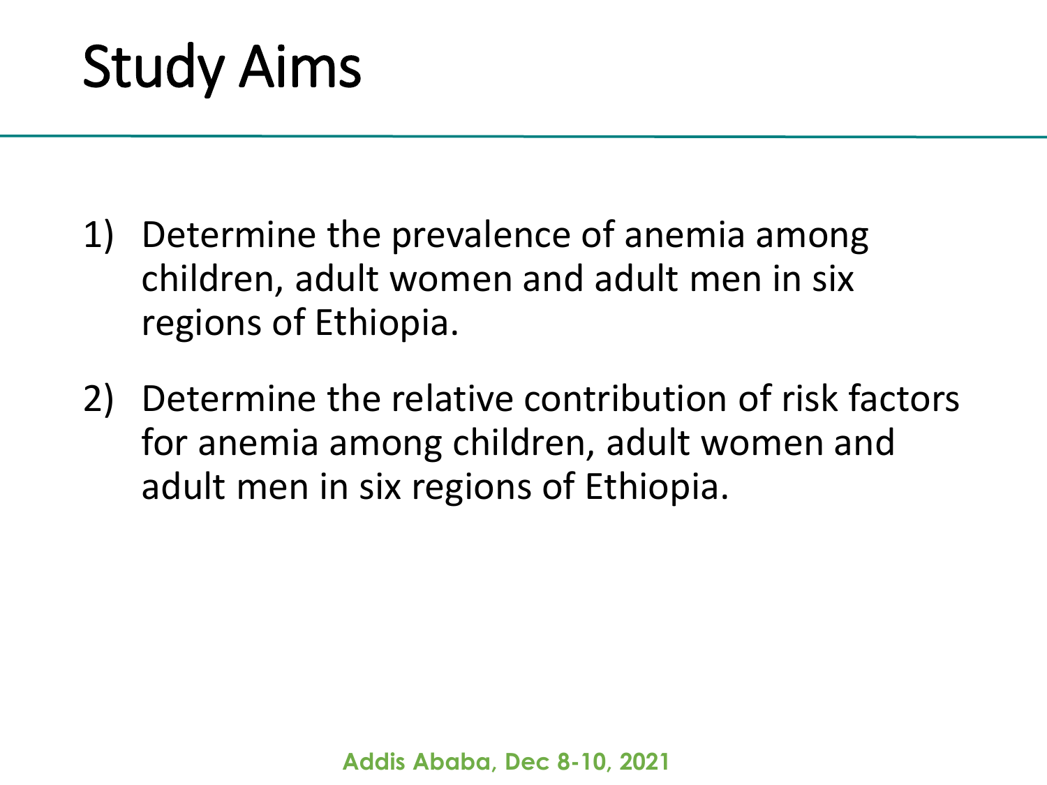# Study Aims

1) Determine the prevalence of anemia among children, adult women and adult men in six regions of Ethiopia.
2) Determine the relative contribution of risk factors for anemia among children, adult women and adult men in six regions of Ethiopia.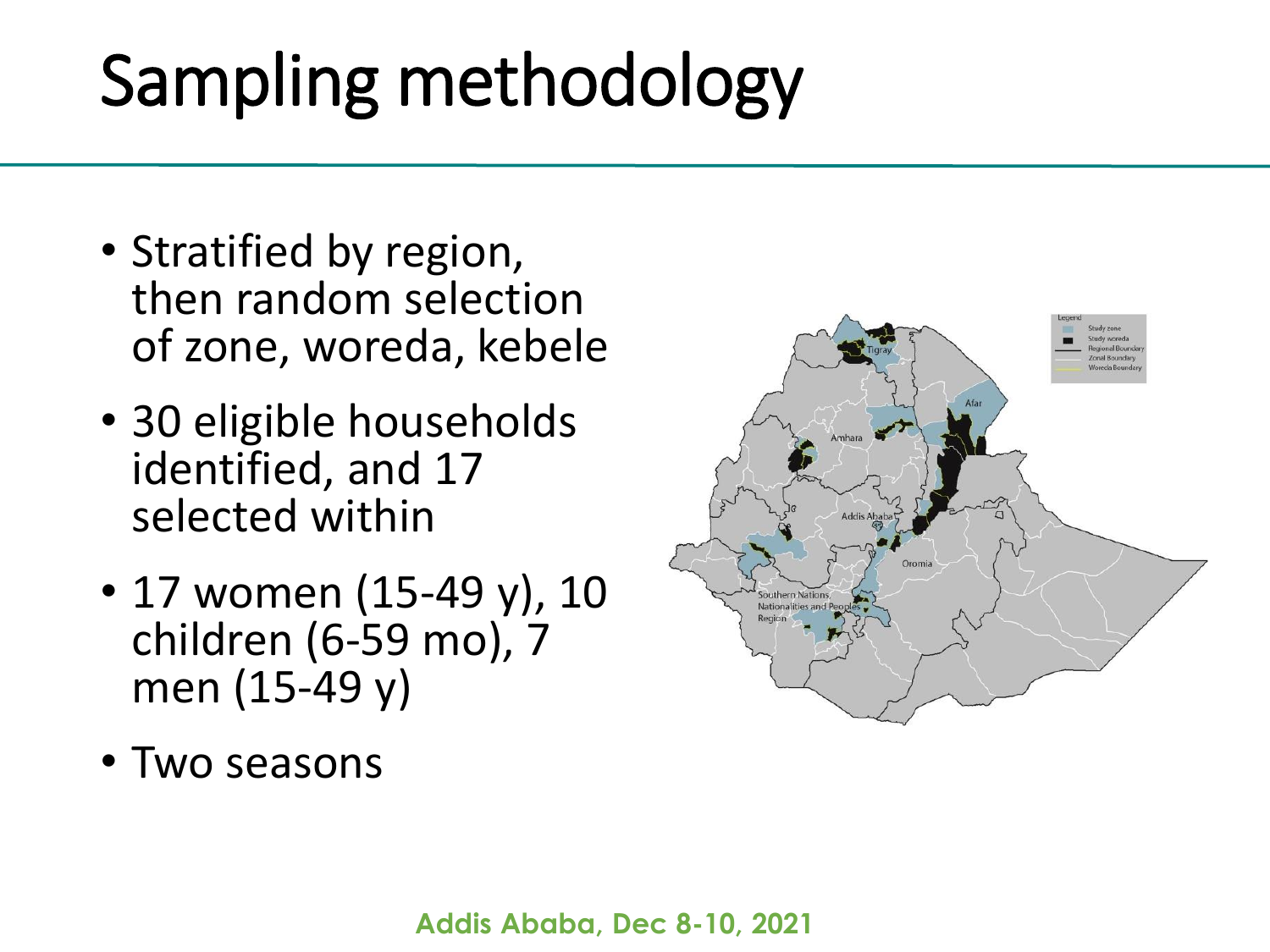# Sampling methodology

- Stratified by region, then random selection of zone, woreda, kebele
- 30 eligible households identified, and 17 selected within
- 17 women (15-49 y), 10 children (6-59 mo), 7 men (15-49 y)
- Two seasons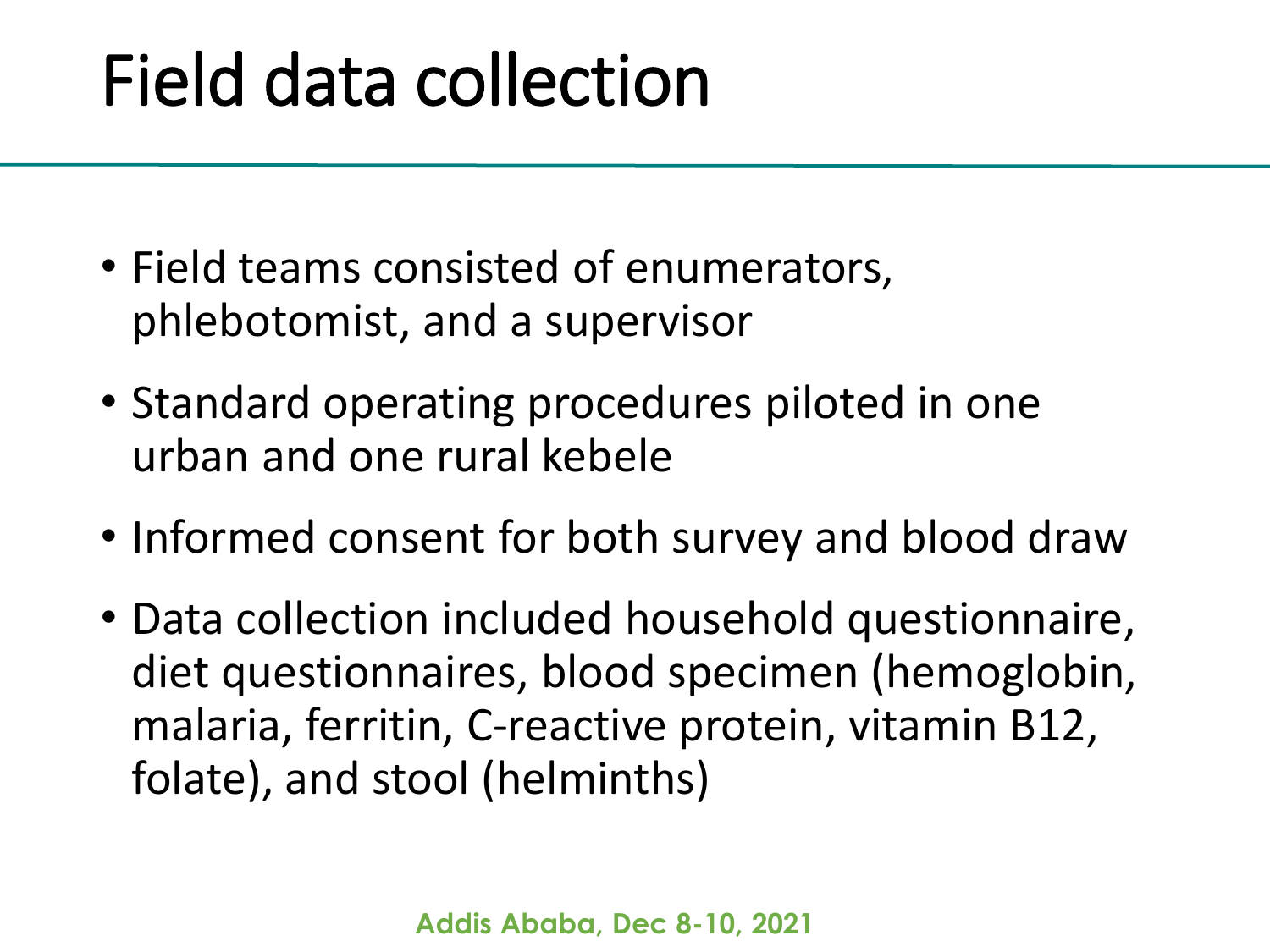# Field data collection

- Field teams consisted of enumerators, phlebotomist, and a supervisor
- Standard operating procedures piloted in one urban and one rural kebele
- Informed consent for both survey and blood draw
- Data collection included household questionnaire, diet questionnaires, blood specimen (hemoglobin, malaria, ferritin, C-reactive protein, vitamin B12, folate), and stool (helminths)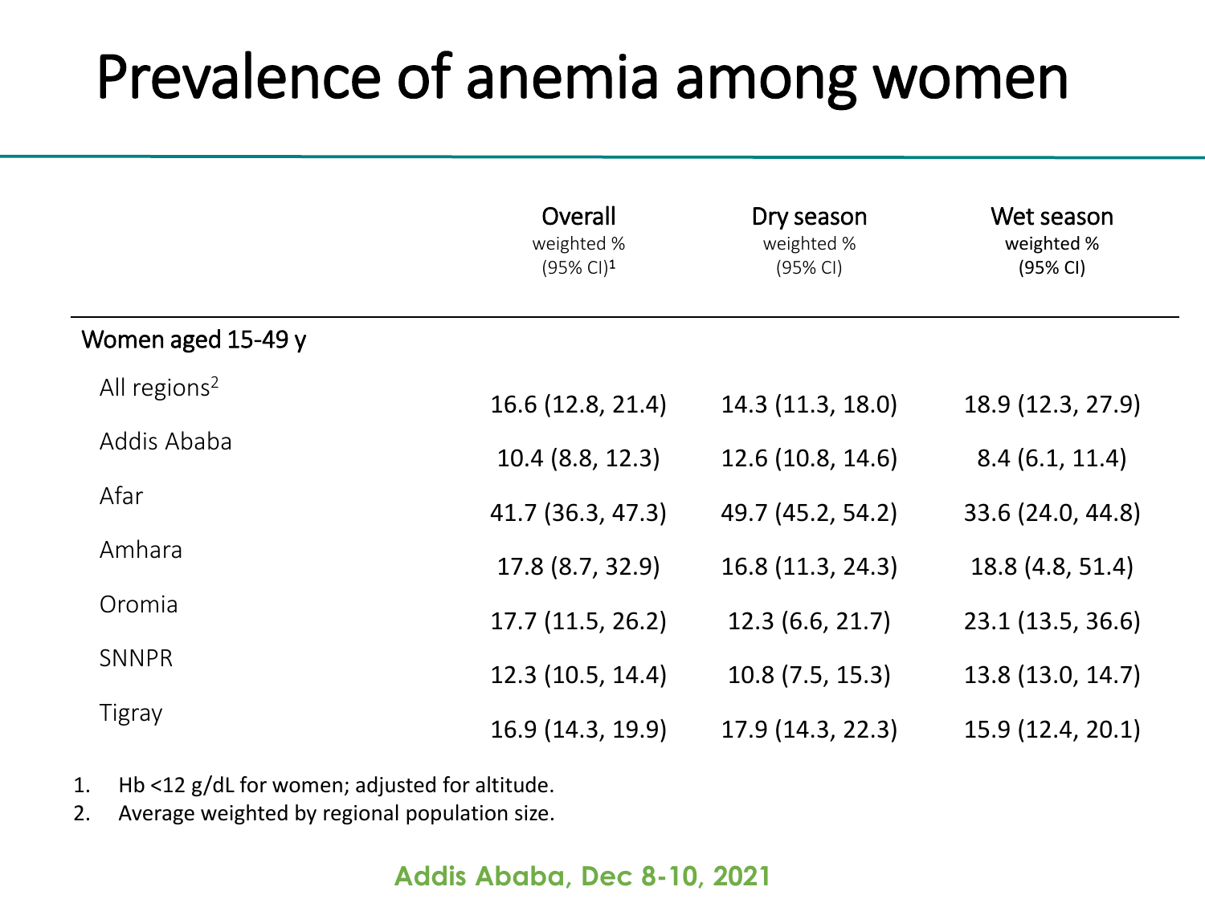# Prevalence of anemia among women

| | Overall weighted % (95% CI)[1] | Dry season weighted % (95% CI) | Wet season weighted % (95% CI) |
|---|---|---|---|
| **Women aged 15-49 y** | | | |
| All regions[2] | 16.6 (12.8, 21.4) | 14.3 (11.3, 18.0) | 18.9 (12.3, 27.9) |
| Addis Ababa | 10.4 (8.8, 12.3) | 12.6 (10.8, 14.6) | 8.4 (6.1, 11.4) |
| Afar | 41.7 (36.3, 47.3) | 49.7 (45.2, 54.2) | 33.6 (24.0, 44.8) |
| Amhara | 17.8 (8.7, 32.9) | 16.8 (11.3, 24.3) | 18.8 (4.8, 51.4) |
| Oromia | 17.7 (11.5, 26.2) | 12.3 (6.6, 21.7) | 23.1 (13.5, 36.6) |
| SNNPR | 12.3 (10.5, 14.4) | 10.8 (7.5, 15.3) | 13.8 (13.0, 14.7) |
| Tigray | 16.9 (14.3, 19.9) | 17.9 (14.3, 22.3) | 15.9 (12.4, 20.1) |

1. Hb <12 g/dL for women; adjusted for altitude.
2. Average weighted by regional population size.

Addis Ababa, Dec 8-10, 2021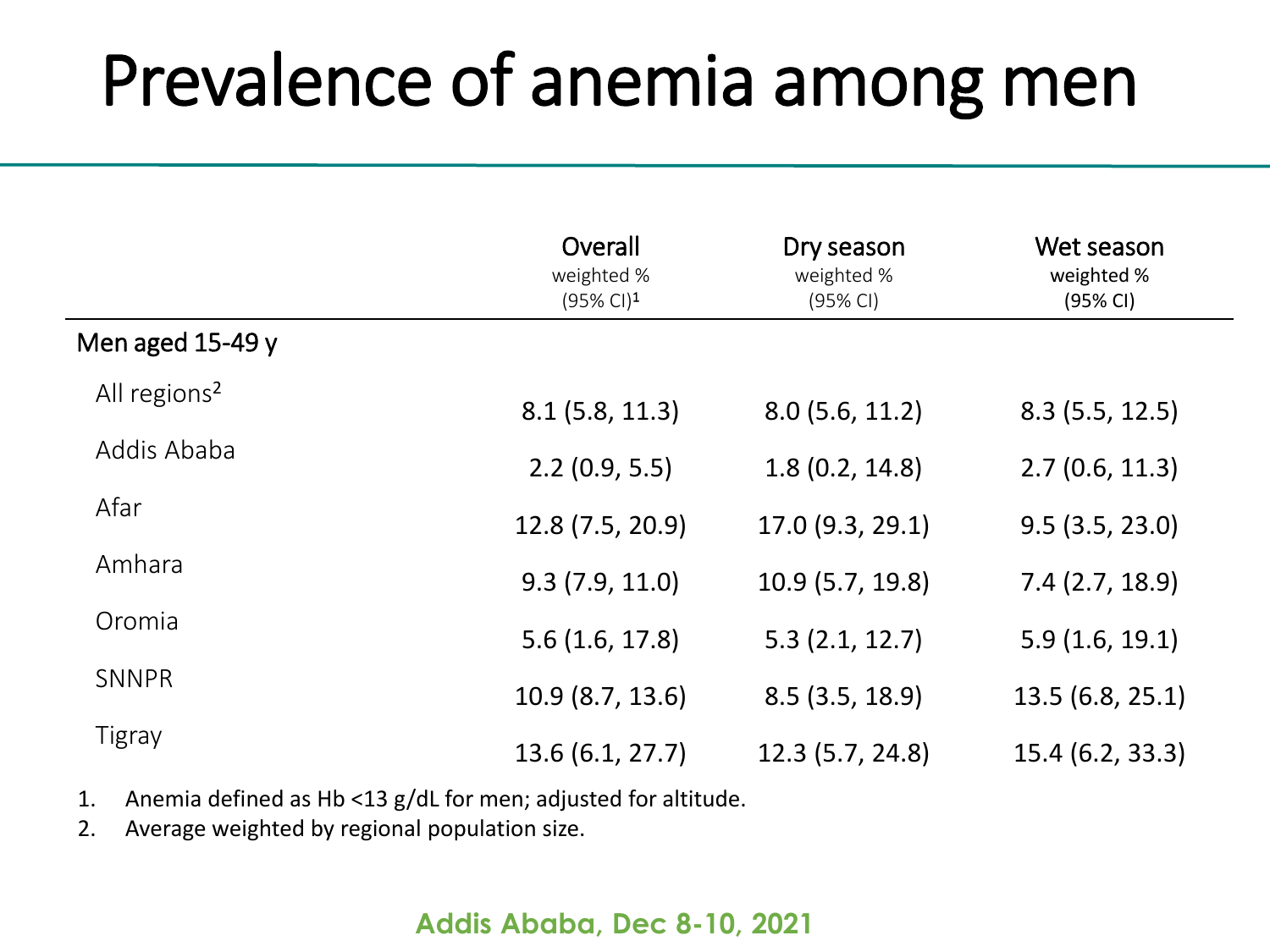# Prevalence of anemia among men

| | Overall weighted % (95% CI)[1] | Dry season weighted % (95% CI) | Wet season weighted % (95% CI) |
|---|---|---|---|
| **Men aged 15-49 y** | | | |
| All regions[2] | 8.1 (5.8, 11.3) | 8.0 (5.6, 11.2) | 8.3 (5.5, 12.5) |
| Addis Ababa | 2.2 (0.9, 5.5) | 1.8 (0.2, 14.8) | 2.7 (0.6, 11.3) |
| Afar | 12.8 (7.5, 20.9) | 17.0 (9.3, 29.1) | 9.5 (3.5, 23.0) |
| Amhara | 9.3 (7.9, 11.0) | 10.9 (5.7, 19.8) | 7.4 (2.7, 18.9) |
| Oromia | 5.6 (1.6, 17.8) | 5.3 (2.1, 12.7) | 5.9 (1.6, 19.1) |
| SNNPR | 10.9 (8.7, 13.6) | 8.5 (3.5, 18.9) | 13.5 (6.8, 25.1) |
| Tigray | 13.6 (6.1, 27.7) | 12.3 (5.7, 24.8) | 15.4 (6.2, 33.3) |

1. Anemia defined as Hb <13 g/dL for men; adjusted for altitude.
2. Average weighted by regional population size.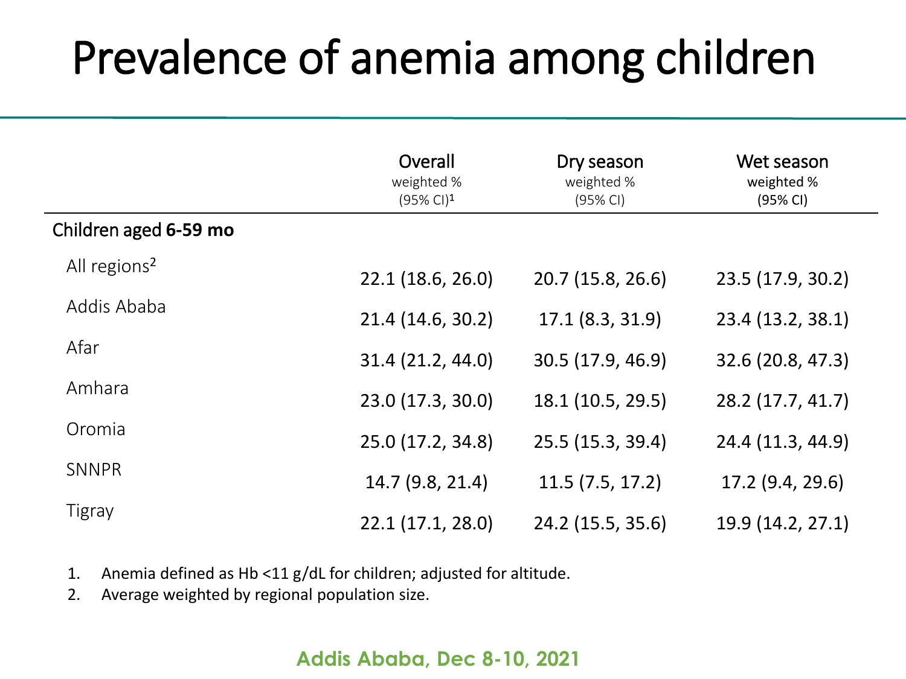# Prevalence of anemia among children

| | Overall weighted % (95% CI)[1] | Dry season weighted % (95% CI) | Wet season weighted % (95% CI) |
|---|---|---|---|
| **Children aged 6-59 mo** | | | |
| All regions[2] | 22.1 (18.6, 26.0) | 20.7 (15.8, 26.6) | 23.5 (17.9, 30.2) |
| Addis Ababa | 21.4 (14.6, 30.2) | 17.1 (8.3, 31.9) | 23.4 (13.2, 38.1) |
| Afar | 31.4 (21.2, 44.0) | 30.5 (17.9, 46.9) | 32.6 (20.8, 47.3) |
| Amhara | 23.0 (17.3, 30.0) | 18.1 (10.5, 29.5) | 28.2 (17.7, 41.7) |
| Oromia | 25.0 (17.2, 34.8) | 25.5 (15.3, 39.4) | 24.4 (11.3, 44.9) |
| SNNPR | 14.7 (9.8, 21.4) | 11.5 (7.5, 17.2) | 17.2 (9.4, 29.6) |
| Tigray | 22.1 (17.1, 28.0) | 24.2 (15.5, 35.6) | 19.9 (14.2, 27.1) |

1. Anemia defined as Hb <11 g/dL for children; adjusted for altitude.
2. Average weighted by regional population size.

Addis Ababa, Dec 8-10, 2021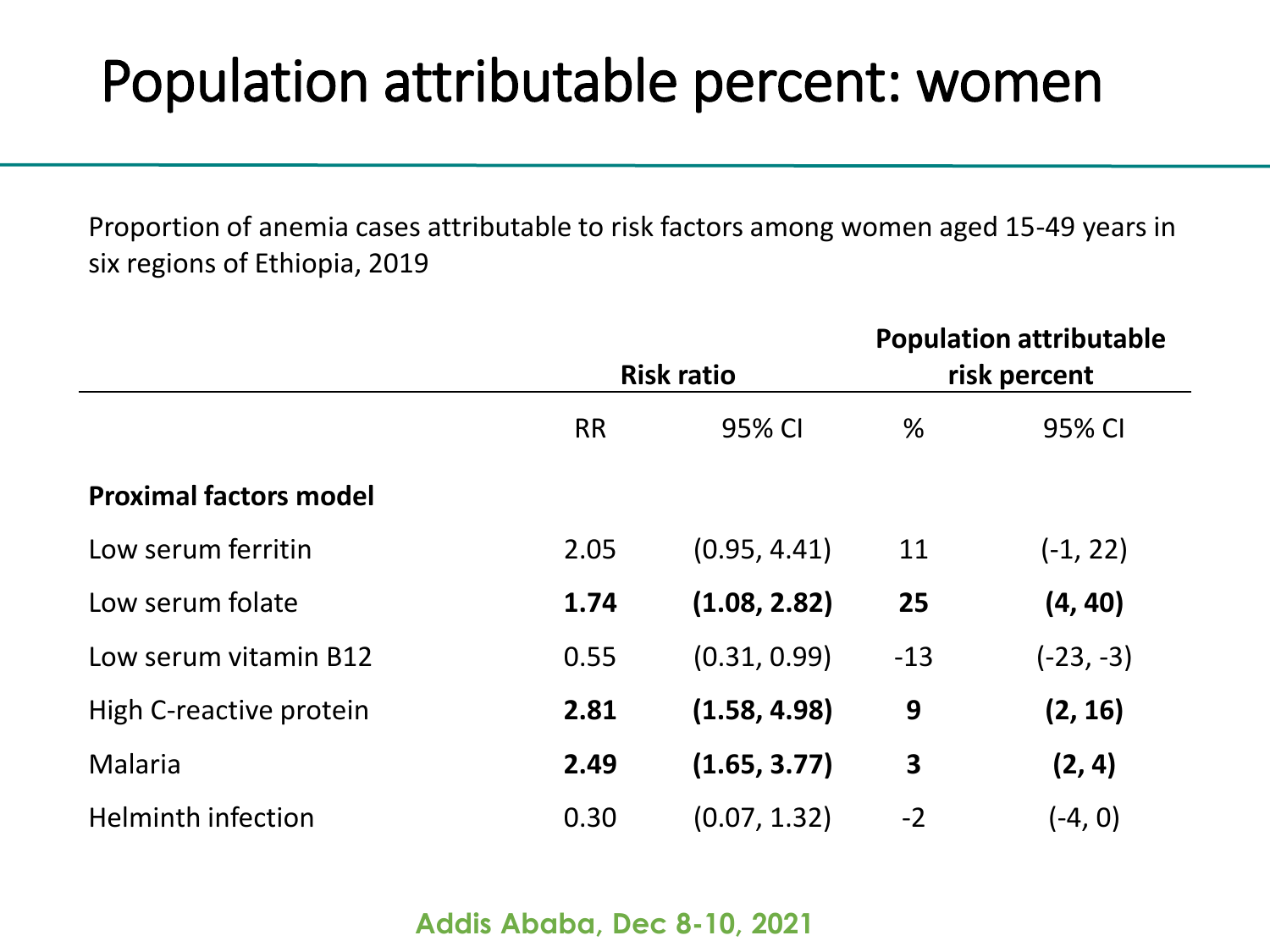# Population attributable percent: women

Proportion of anemia cases attributable to risk factors among women aged 15-49 years in six regions of Ethiopia, 2019

| | Risk ratio | | Population attributable risk percent | |
|---|---|---|---|---|
| | RR | 95% CI | % | 95% CI |
| **Proximal factors model** | | | | |
| Low serum ferritin | 2.05 | (0.95, 4.41) | 11 | (-1, 22) |
| Low serum folate | **1.74** | **(1.08, 2.82)** | **25** | **(4, 40)** |
| Low serum vitamin B12 | 0.55 | (0.31, 0.99) | -13 | (-23, -3) |
| High C-reactive protein | **2.81** | **(1.58, 4.98)** | **9** | **(2, 16)** |
| Malaria | **2.49** | **(1.65, 3.77)** | **3** | **(2, 4)** |
| Helminth infection | 0.30 | (0.07, 1.32) | -2 | (-4, 0) |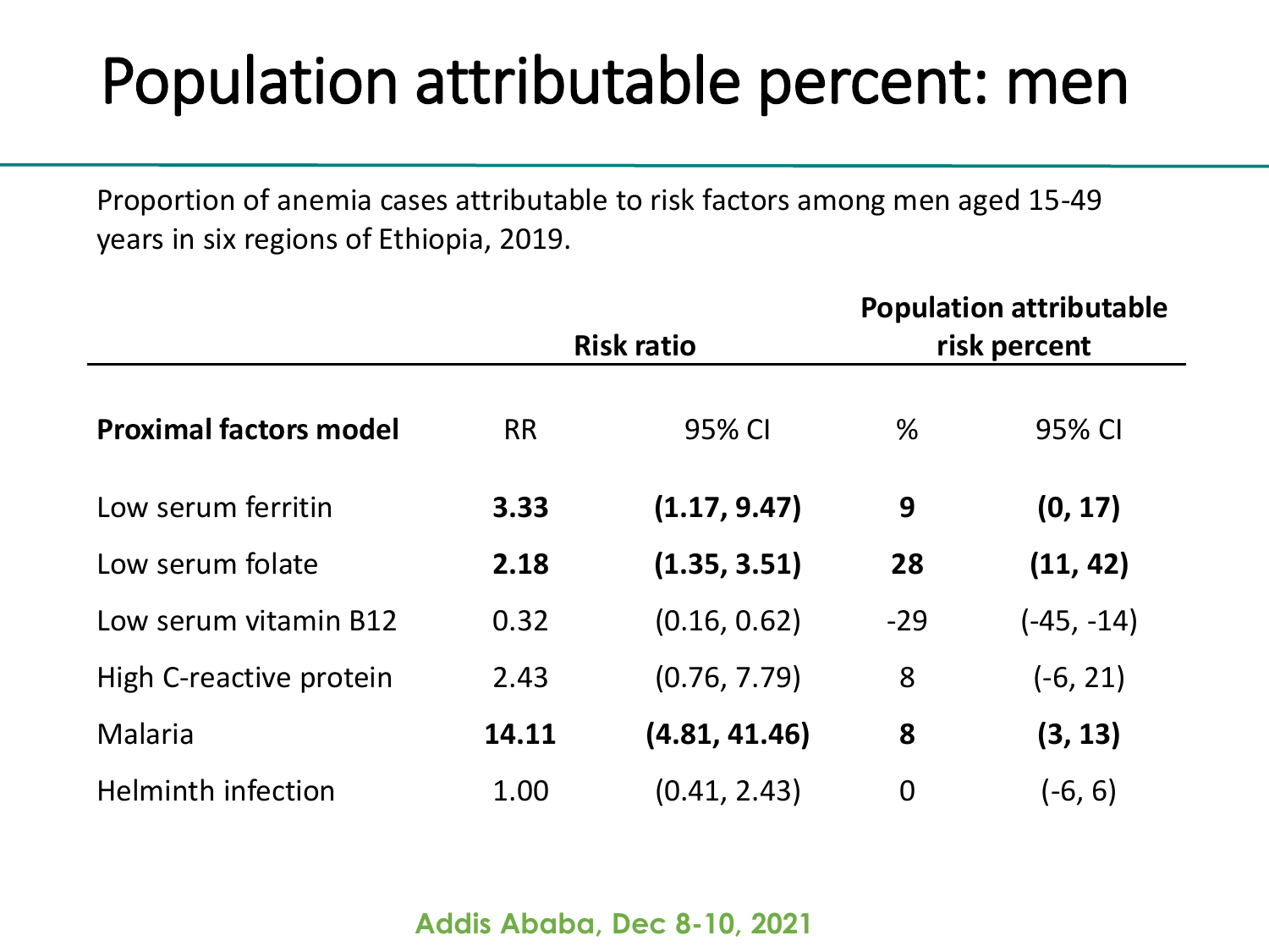# Population attributable percent: men

Proportion of anemia cases attributable to risk factors among men aged 15-49 years in six regions of Ethiopia, 2019.

| | Risk ratio | | Population attributable risk percent | |
|---|---|---|---|---|
| **Proximal factors model** | RR | 95% CI | % | 95% CI |
| Low serum ferritin | **3.33** | **(1.17, 9.47)** | **9** | **(0, 17)** |
| Low serum folate | **2.18** | **(1.35, 3.51)** | **28** | **(11, 42)** |
| Low serum vitamin B12 | 0.32 | (0.16, 0.62) | -29 | (-45, -14) |
| High C-reactive protein | 2.43 | (0.76, 7.79) | 8 | (-6, 21) |
| Malaria | **14.11** | **(4.81, 41.46)** | **8** | **(3, 13)** |
| Helminth infection | 1.00 | (0.41, 2.43) | 0 | (-6, 6) |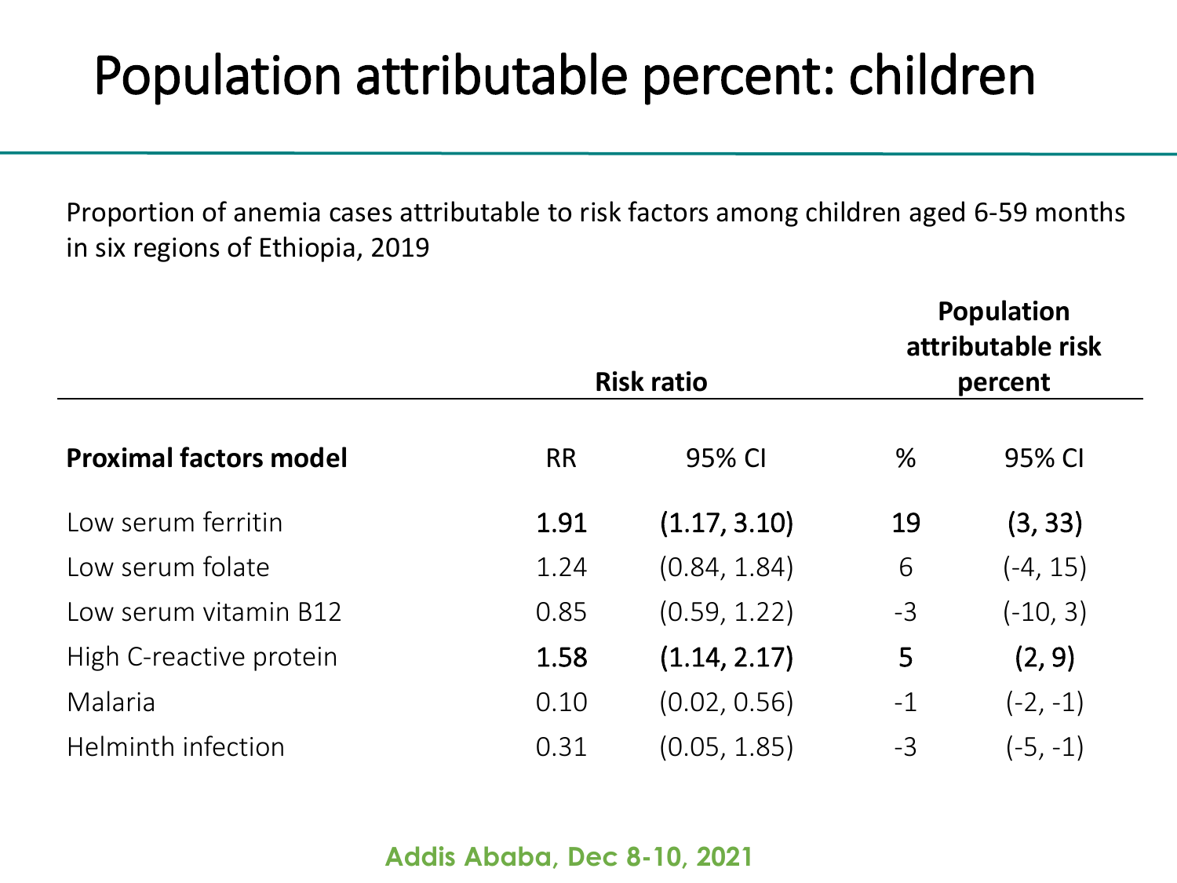# Population attributable percent: children

Proportion of anemia cases attributable to risk factors among children aged 6-59 months in six regions of Ethiopia, 2019

| | Risk ratio | | Population attributable risk percent | |
|---|---|---|---|---|
| **Proximal factors model** | RR | 95% CI | % | 95% CI |
| Low serum ferritin | **1.91** | **(1.17, 3.10)** | **19** | **(3, 33)** |
| Low serum folate | 1.24 | (0.84, 1.84) | 6 | (-4, 15) |
| Low serum vitamin B12 | 0.85 | (0.59, 1.22) | -3 | (-10, 3) |
| High C-reactive protein | **1.58** | **(1.14, 2.17)** | **5** | **(2, 9)** |
| Malaria | 0.10 | (0.02, 0.56) | -1 | (-2, -1) |
| Helminth infection | 0.31 | (0.05, 1.85) | -3 | (-5, -1) |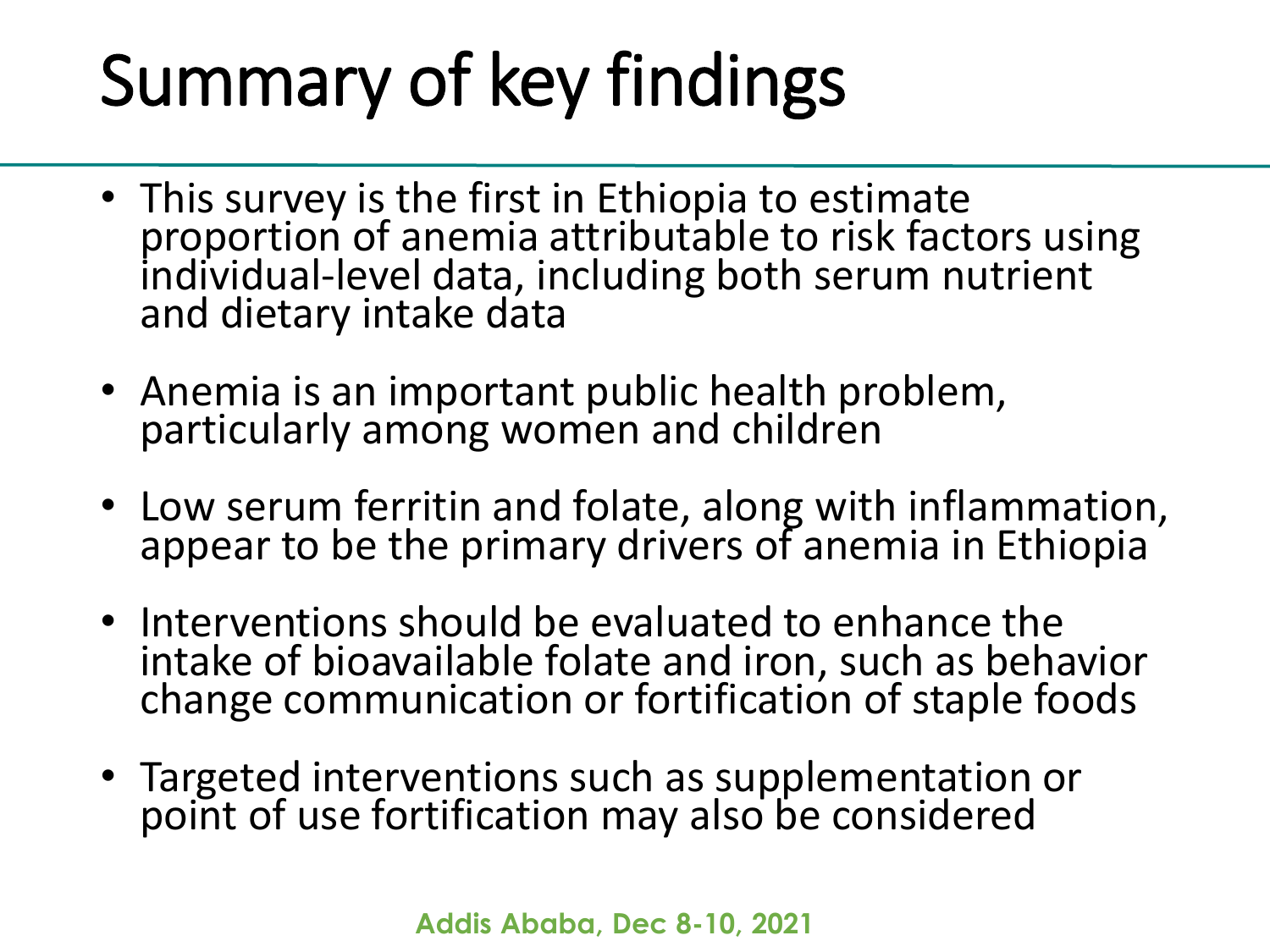# Summary of key findings

- This survey is the first in Ethiopia to estimate proportion of anemia attributable to risk factors using individual-level data, including both serum nutrient and dietary intake data
- Anemia is an important public health problem, particularly among women and children
- Low serum ferritin and folate, along with inflammation, appear to be the primary drivers of anemia in Ethiopia
- Interventions should be evaluated to enhance the intake of bioavailable folate and iron, such as behavior change communication or fortification of staple foods
- Targeted interventions such as supplementation or point of use fortification may also be considered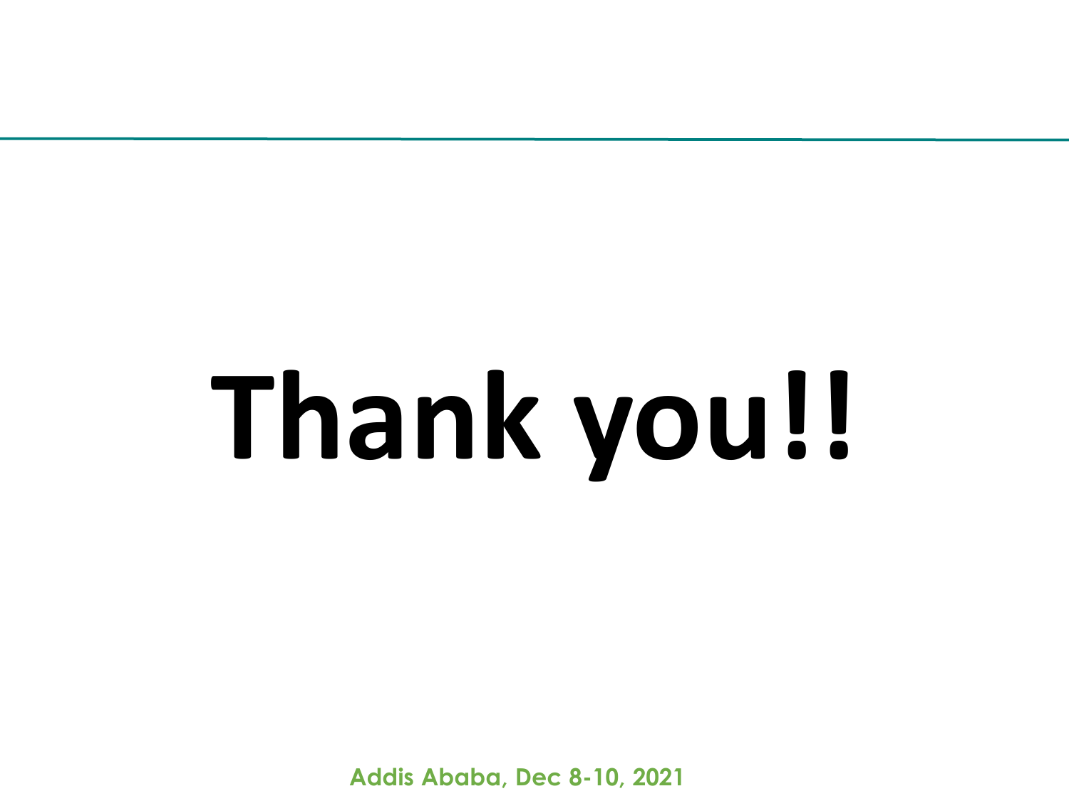# Thank you!!